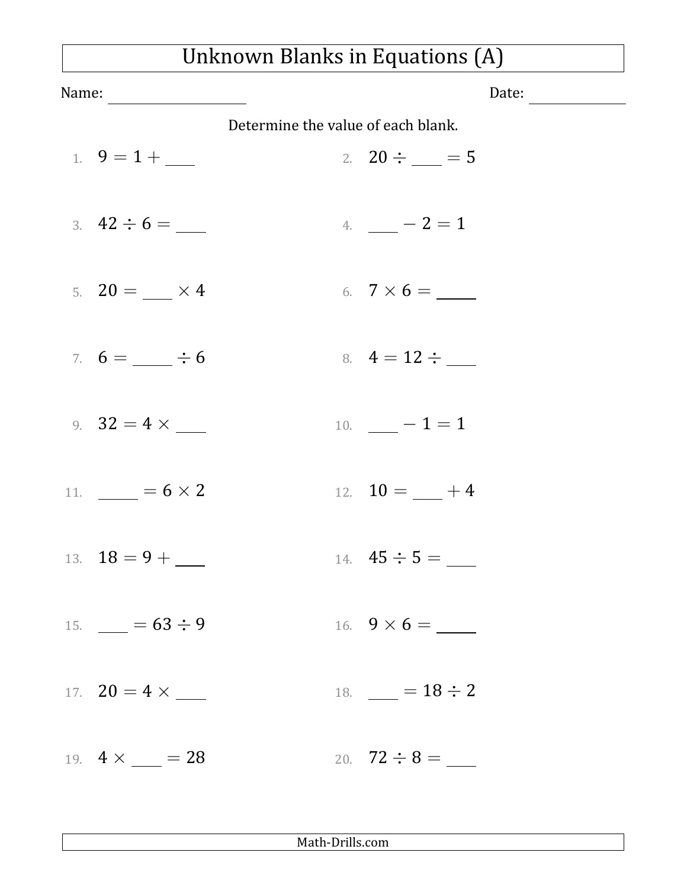# Unknown Blanks in Equations (A)

Name: \_\_\_\_\_\_\_\_\_\_\_\_\_\_\_\_\_\_\_\_ Date: \_\_\_\_\_\_\_\_\_\_\_\_\_\_

Determine the value of each blank.

1. $9 = 1 + \underline{\hspace{1.5em}}$

2. $20 \div \underline{\hspace{1.5em}} = 5$

3. $42 \div 6 = \underline{\hspace{1.5em}}$

4. $\underline{\hspace{1.5em}} - 2 = 1$

5. $20 = \underline{\hspace{1.5em}} \times 4$

6. $7 \times 6 = \underline{\hspace{2em}}$

7. $6 = \underline{\hspace{2em}} \div 6$

8. $4 = 12 \div \underline{\hspace{1.5em}}$

9. $32 = 4 \times \underline{\hspace{1.5em}}$

10. $\underline{\hspace{1.5em}} - 1 = 1$

11. $\underline{\hspace{2em}} = 6 \times 2$

12. $10 = \underline{\hspace{1.5em}} + 4$

13. $18 = 9 + \underline{\hspace{1.5em}}$

14. $45 \div 5 = \underline{\hspace{1.5em}}$

15. $\underline{\hspace{1.5em}} = 63 \div 9$

16. $9 \times 6 = \underline{\hspace{2em}}$

17. $20 = 4 \times \underline{\hspace{1.5em}}$

18. $\underline{\hspace{1.5em}} = 18 \div 2$

19. $4 \times \underline{\hspace{1.5em}} = 28$

20. $72 \div 8 = \underline{\hspace{1.5em}}$

Math-Drills.com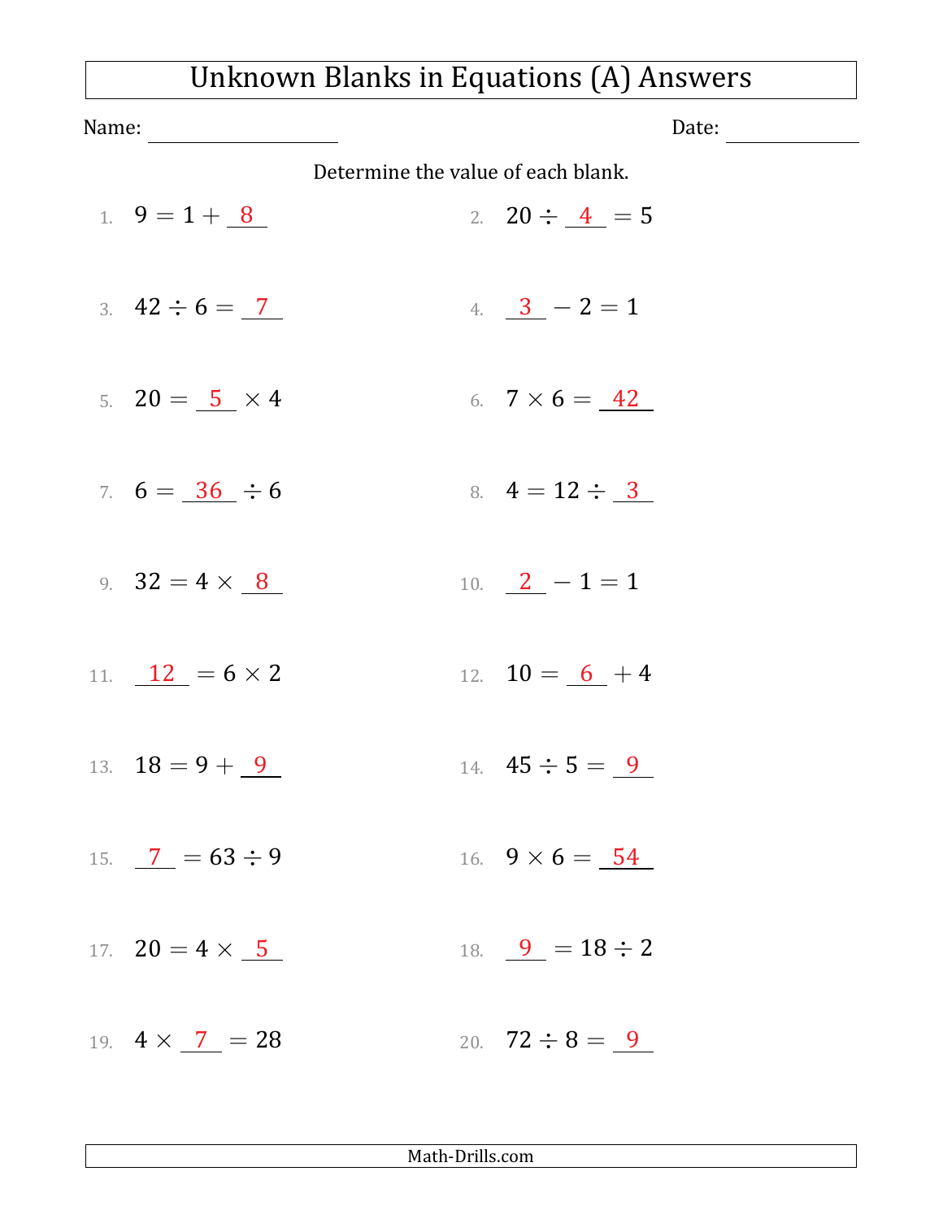# Unknown Blanks in Equations (A) Answers

Name: ____________ Date: ____________

Determine the value of each blank.

1. $9 = 1 + \underline{8}$
2. $20 \div \underline{4} = 5$
3. $42 \div 6 = \underline{7}$
4. $\underline{3} - 2 = 1$
5. $20 = \underline{5} \times 4$
6. $7 \times 6 = \underline{42}$
7. $6 = \underline{36} \div 6$
8. $4 = 12 \div \underline{3}$
9. $32 = 4 \times \underline{8}$
10. $\underline{2} - 1 = 1$
11. $\underline{12} = 6 \times 2$
12. $10 = \underline{6} + 4$
13. $18 = 9 + \underline{9}$
14. $45 \div 5 = \underline{9}$
15. $\underline{7} = 63 \div 9$
16. $9 \times 6 = \underline{54}$
17. $20 = 4 \times \underline{5}$
18. $\underline{9} = 18 \div 2$
19. $4 \times \underline{7} = 28$
20. $72 \div 8 = \underline{9}$

Math-Drills.com